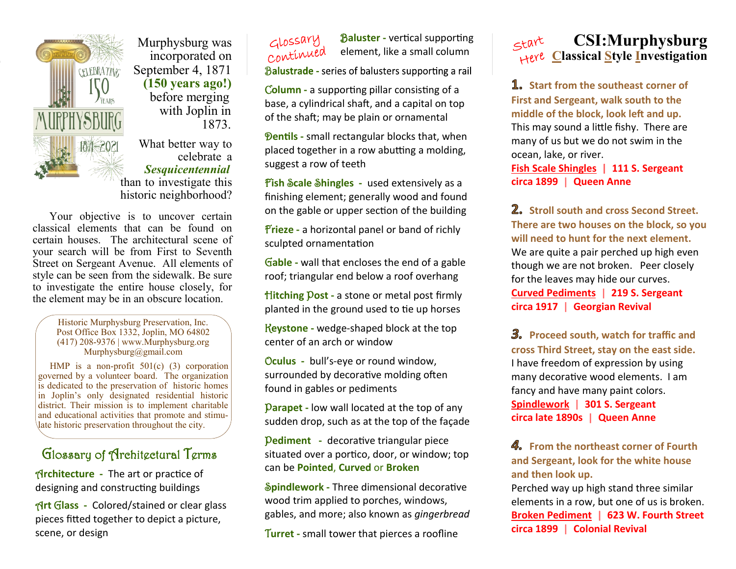Murphysburg was incorporated on September 4, 1871 **(150 years ago!)** before merging with Joplin in 1873.

What better way to celebrate a ***Sesquicentennial*** than to investigate this historic neighborhood?

Your objective is to uncover certain classical elements that can be found on certain houses. The architectural scene of your search will be from First to Seventh Street on Sergeant Avenue. All elements of style can be seen from the sidewalk. Be sure to investigate the entire house closely, for the element may be in an obscure location.

Historic Murphysburg Preservation, Inc.
Post Office Box 1332, Joplin, MO 64802
(417) 208-9376 | www.Murphysburg.org
Murphysburg@gmail.com

HMP is a non-profit 501(c) (3) corporation governed by a volunteer board. The organization is dedicated to the preservation of historic homes in Joplin's only designated residential historic district. Their mission is to implement charitable and educational activities that promote and stimulate historic preservation throughout the city.

## Glossary of Architectural Terms

**Architecture** - The art or practice of designing and constructing buildings

**Art Glass** - Colored/stained or clear glass pieces fitted together to depict a picture, scene, or design

### Glossary Continued

**Baluster** - vertical supporting element, like a small column

**Balustrade** - series of balusters supporting a rail

**Column** - a supporting pillar consisting of a base, a cylindrical shaft, and a capital on top of the shaft; may be plain or ornamental

**Dentils** - small rectangular blocks that, when placed together in a row abutting a molding, suggest a row of teeth

**Fish Scale Shingles** - used extensively as a finishing element; generally wood and found on the gable or upper section of the building

**Frieze** - a horizontal panel or band of richly sculpted ornamentation

**Gable** - wall that encloses the end of a gable roof; triangular end below a roof overhang

**Hitching Post** - a stone or metal post firmly planted in the ground used to tie up horses

**Keystone** - wedge-shaped block at the top center of an arch or window

**Oculus** - bull's-eye or round window, surrounded by decorative molding often found in gables or pediments

**Parapet** - low wall located at the top of any sudden drop, such as at the top of the façade

**Pediment** - decorative triangular piece situated over a portico, door, or window; top can be **Pointed**, **Curved** or **Broken**

**Spindlework** - Three dimensional decorative wood trim applied to porches, windows, gables, and more; also known as *gingerbread*

**Turret** - small tower that pierces a roofline

# CSI:Murphysburg
## Classical Style Investigation

Start Here

**1. Start from the southeast corner of First and Sergeant, walk south to the middle of the block, look left and up.**
This may sound a little fishy. There are many of us but we do not swim in the ocean, lake, or river.
**Fish Scale Shingles | 111 S. Sergeant circa 1899 | Queen Anne**

**2. Stroll south and cross Second Street. There are two houses on the block, so you will need to hunt for the next element.**
We are quite a pair perched up high even though we are not broken. Peer closely for the leaves may hide our curves.
**Curved Pediments | 219 S. Sergeant circa 1917 | Georgian Revival**

**3. Proceed south, watch for traffic and cross Third Street, stay on the east side.**
I have freedom of expression by using many decorative wood elements. I am fancy and have many paint colors.
**Spindlework | 301 S. Sergeant circa late 1890s | Queen Anne**

**4. From the northeast corner of Fourth and Sergeant, look for the white house and then look up.**
Perched way up high stand three similar elements in a row, but one of us is broken.
**Broken Pediment | 623 W. Fourth Street circa 1899 | Colonial Revival**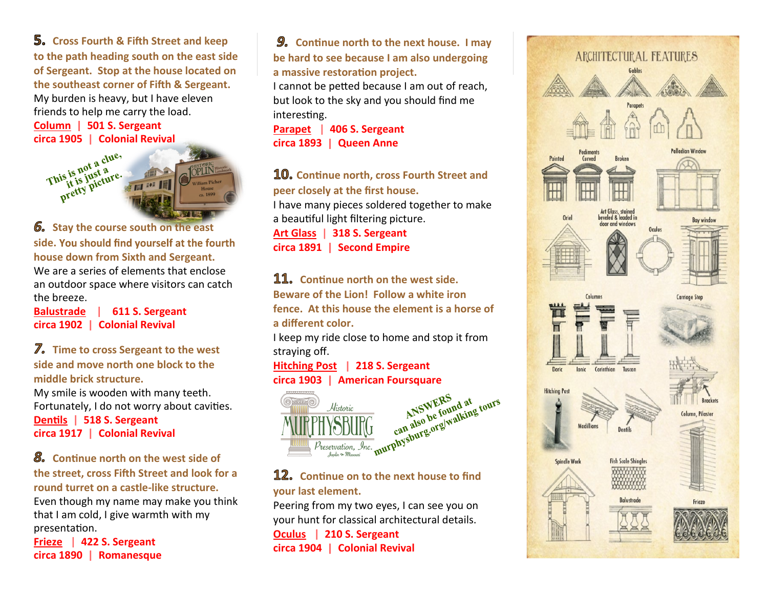**5.** **Cross Fourth & Fifth Street and keep to the path heading south on the east side of Sergeant. Stop at the house located on the southeast corner of Fifth & Sergeant.**

My burden is heavy, but I have eleven friends to help me carry the load.

**Column | 501 S. Sergeant**
**circa 1905 | Colonial Revival**

This is not a clue, it is just a pretty picture.

HISTORIC JOPLIN Historic Landmark
William Picher House
ca. 1899

**6.** **Stay the course south on the east side. You should find yourself at the fourth house down from Sixth and Sergeant.**

We are a series of elements that enclose an outdoor space where visitors can catch the breeze.

**Balustrade | 611 S. Sergeant**
**circa 1902 | Colonial Revival**

**7.** **Time to cross Sergeant to the west side and move north one block to the middle brick structure.**

My smile is wooden with many teeth. Fortunately, I do not worry about cavities.

**Dentils | 518 S. Sergeant**
**circa 1917 | Colonial Revival**

**8.** **Continue north on the west side of the street, cross Fifth Street and look for a round turret on a castle-like structure.**

Even though my name may make you think that I am cold, I give warmth with my presentation.

**Frieze | 422 S. Sergeant**
**circa 1890 | Romanesque**

**9.** **Continue north to the next house. I may be hard to see because I am also undergoing a massive restoration project.**

I cannot be petted because I am out of reach, but look to the sky and you should find me interesting.

**Parapet | 406 S. Sergeant**
**circa 1893 | Queen Anne**

**10.** **Continue north, cross Fourth Street and peer closely at the first house.**

I have many pieces soldered together to make a beautiful light filtering picture.

**Art Glass | 318 S. Sergeant**
**circa 1891 | Second Empire**

**11.** **Continue north on the west side. Beware of the Lion! Follow a white iron fence. At this house the element is a horse of a different color.**

I keep my ride close to home and stop it from straying off.

**Hitching Post | 218 S. Sergeant**
**circa 1903 | American Foursquare**

Historic MURPHYSBURG Preservation, Inc.
Joplin ✦ Missouri

ANSWERS can also be found at murphysburg.org/walking tours

**12.** **Continue on to the next house to find your last element.**

Peering from my two eyes, I can see you on your hunt for classical architectural details.

**Oculus | 210 S. Sergeant**
**circa 1904 | Colonial Revival**

## ARCHITECTURAL FEATURES

Gables
Parapets
Pediments: Pointed, Curved, Broken
Palladian Window
Oriel
Art Glass, stained beveled & leaded in door and windows
Oculus
Bay window
Columns: Doric, Ionic, Corinthian, Tuscan
Carriage Step
Hitching Post
Modillions
Dentils
Brackets
Column, Pilaster
Spindle Work
Fish Scale Shingles
Balustrade
Frieze